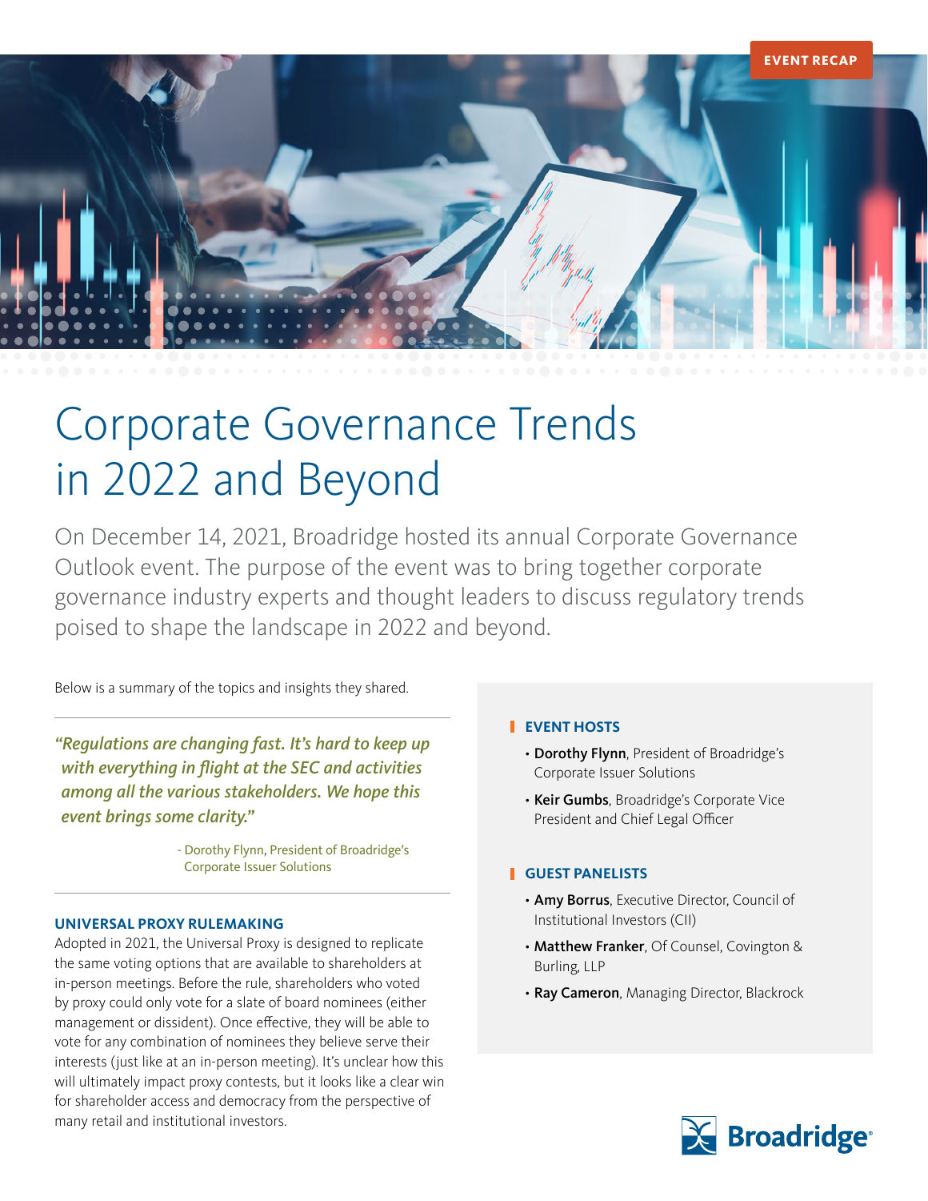EVENT RECAP

# Corporate Governance Trends in 2022 and Beyond

On December 14, 2021, Broadridge hosted its annual Corporate Governance Outlook event. The purpose of the event was to bring together corporate governance industry experts and thought leaders to discuss regulatory trends poised to shape the landscape in 2022 and beyond.

Below is a summary of the topics and insights they shared.

> *"Regulations are changing fast. It's hard to keep up with everything in flight at the SEC and activities among all the various stakeholders. We hope this event brings some clarity."*
>
> \- Dorothy Flynn, President of Broadridge's Corporate Issuer Solutions

### UNIVERSAL PROXY RULEMAKING

Adopted in 2021, the Universal Proxy is designed to replicate the same voting options that are available to shareholders at in-person meetings. Before the rule, shareholders who voted by proxy could only vote for a slate of board nominees (either management or dissident). Once effective, they will be able to vote for any combination of nominees they believe serve their interests (just like at an in-person meeting). It's unclear how this will ultimately impact proxy contests, but it looks like a clear win for shareholder access and democracy from the perspective of many retail and institutional investors.

### EVENT HOSTS

- **Dorothy Flynn**, President of Broadridge's Corporate Issuer Solutions
- **Keir Gumbs**, Broadridge's Corporate Vice President and Chief Legal Officer

### GUEST PANELISTS

- **Amy Borrus**, Executive Director, Council of Institutional Investors (CII)
- **Matthew Franker**, Of Counsel, Covington & Burling, LLP
- **Ray Cameron**, Managing Director, Blackrock

Broadridge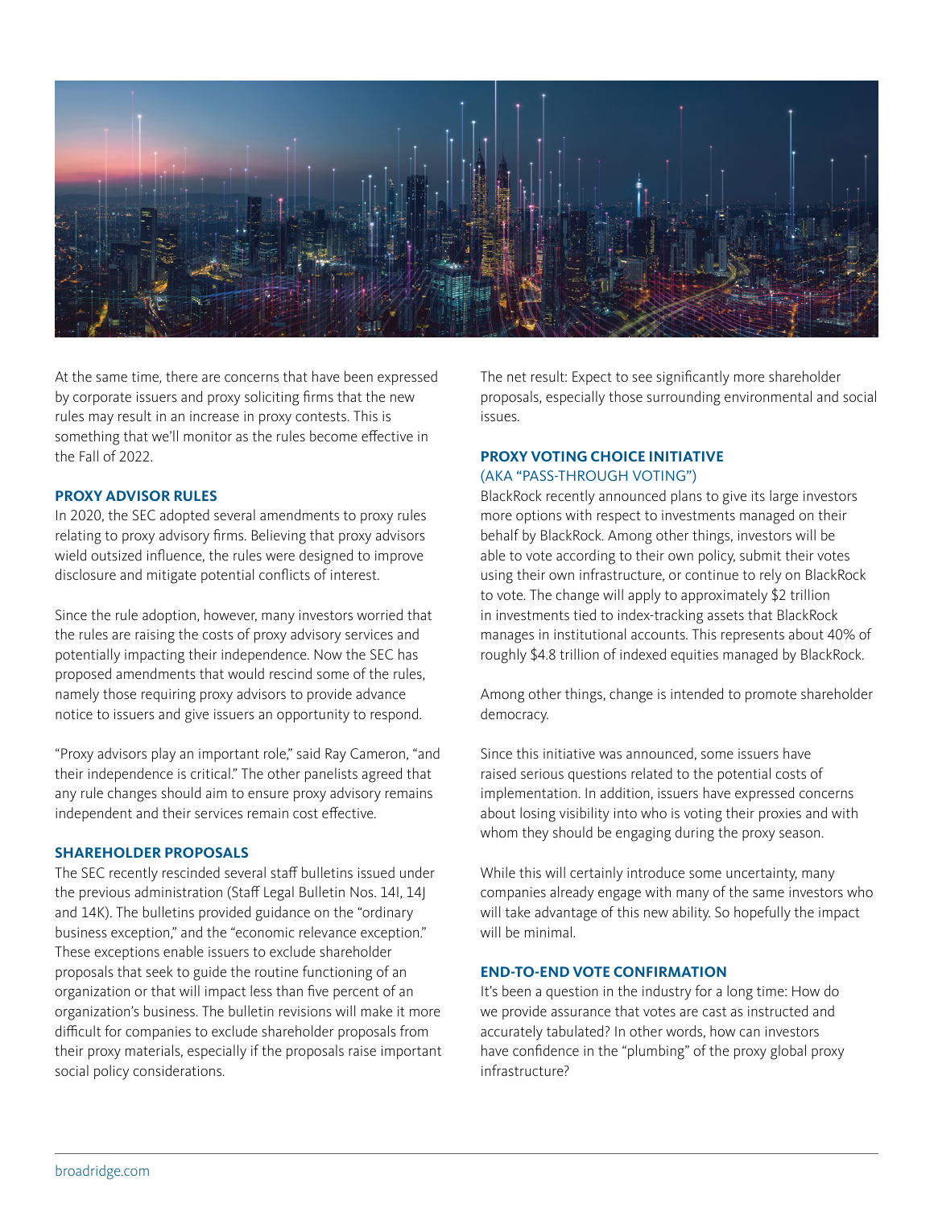At the same time, there are concerns that have been expressed by corporate issuers and proxy soliciting firms that the new rules may result in an increase in proxy contests. This is something that we'll monitor as the rules become effective in the Fall of 2022.

### PROXY ADVISOR RULES

In 2020, the SEC adopted several amendments to proxy rules relating to proxy advisory firms. Believing that proxy advisors wield outsized influence, the rules were designed to improve disclosure and mitigate potential conflicts of interest.

Since the rule adoption, however, many investors worried that the rules are raising the costs of proxy advisory services and potentially impacting their independence. Now the SEC has proposed amendments that would rescind some of the rules, namely those requiring proxy advisors to provide advance notice to issuers and give issuers an opportunity to respond.

"Proxy advisors play an important role," said Ray Cameron, "and their independence is critical." The other panelists agreed that any rule changes should aim to ensure proxy advisory remains independent and their services remain cost effective.

### SHAREHOLDER PROPOSALS

The SEC recently rescinded several staff bulletins issued under the previous administration (Staff Legal Bulletin Nos. 14I, 14J and 14K). The bulletins provided guidance on the "ordinary business exception," and the "economic relevance exception." These exceptions enable issuers to exclude shareholder proposals that seek to guide the routine functioning of an organization or that will impact less than five percent of an organization's business. The bulletin revisions will make it more difficult for companies to exclude shareholder proposals from their proxy materials, especially if the proposals raise important social policy considerations.

The net result: Expect to see significantly more shareholder proposals, especially those surrounding environmental and social issues.

### PROXY VOTING CHOICE INITIATIVE
(AKA "PASS-THROUGH VOTING")

BlackRock recently announced plans to give its large investors more options with respect to investments managed on their behalf by BlackRock. Among other things, investors will be able to vote according to their own policy, submit their votes using their own infrastructure, or continue to rely on BlackRock to vote. The change will apply to approximately $2 trillion in investments tied to index-tracking assets that BlackRock manages in institutional accounts. This represents about 40% of roughly $4.8 trillion of indexed equities managed by BlackRock.

Among other things, change is intended to promote shareholder democracy.

Since this initiative was announced, some issuers have raised serious questions related to the potential costs of implementation. In addition, issuers have expressed concerns about losing visibility into who is voting their proxies and with whom they should be engaging during the proxy season.

While this will certainly introduce some uncertainty, many companies already engage with many of the same investors who will take advantage of this new ability. So hopefully the impact will be minimal.

### END-TO-END VOTE CONFIRMATION

It's been a question in the industry for a long time: How do we provide assurance that votes are cast as instructed and accurately tabulated? In other words, how can investors have confidence in the "plumbing" of the proxy global proxy infrastructure?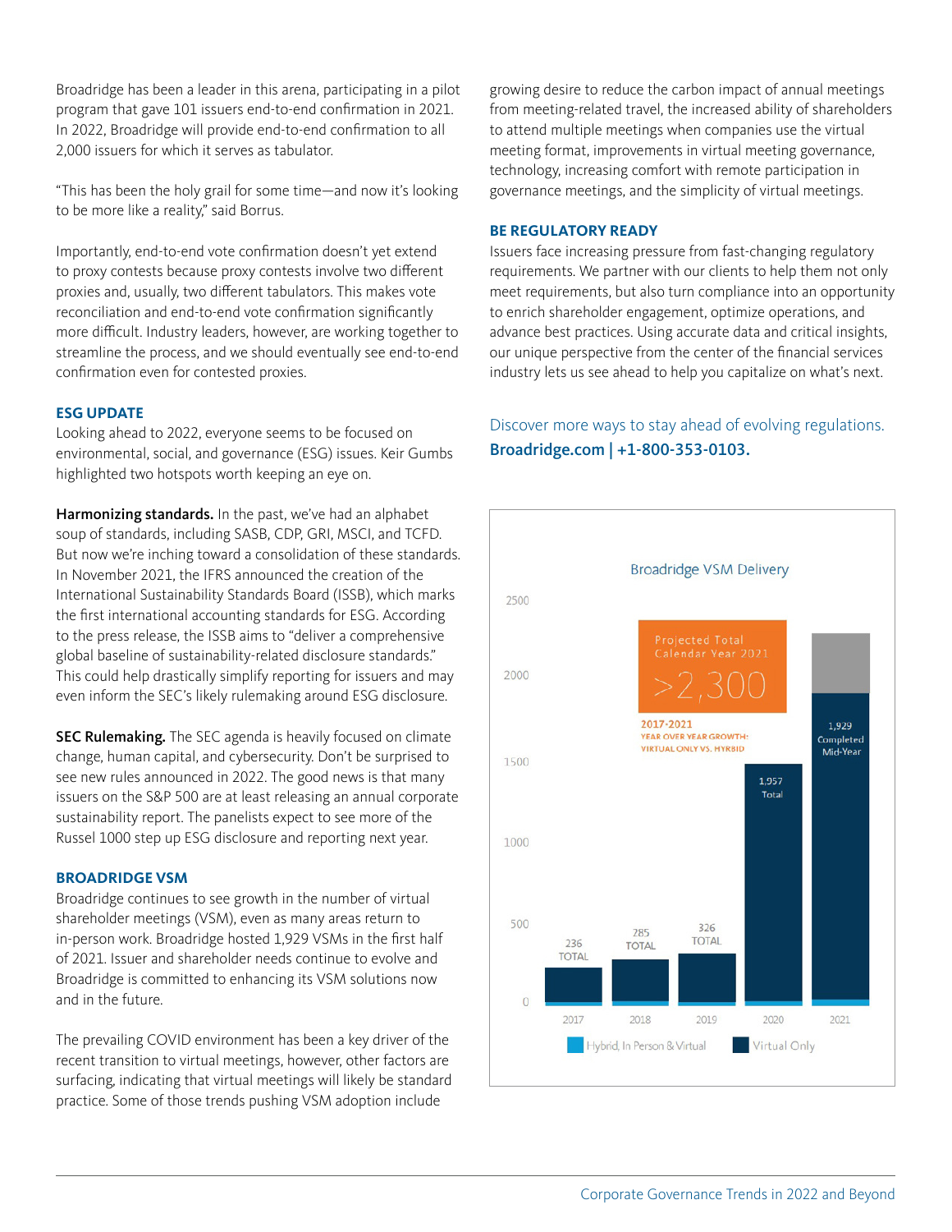Broadridge has been a leader in this arena, participating in a pilot program that gave 101 issuers end-to-end confirmation in 2021. In 2022, Broadridge will provide end-to-end confirmation to all 2,000 issuers for which it serves as tabulator.

"This has been the holy grail for some time—and now it's looking to be more like a reality," said Borrus.

Importantly, end-to-end vote confirmation doesn't yet extend to proxy contests because proxy contests involve two different proxies and, usually, two different tabulators. This makes vote reconciliation and end-to-end vote confirmation significantly more difficult. Industry leaders, however, are working together to streamline the process, and we should eventually see end-to-end confirmation even for contested proxies.

## ESG UPDATE

Looking ahead to 2022, everyone seems to be focused on environmental, social, and governance (ESG) issues. Keir Gumbs highlighted two hotspots worth keeping an eye on.

**Harmonizing standards.** In the past, we've had an alphabet soup of standards, including SASB, CDP, GRI, MSCI, and TCFD. But now we're inching toward a consolidation of these standards. In November 2021, the IFRS announced the creation of the International Sustainability Standards Board (ISSB), which marks the first international accounting standards for ESG. According to the press release, the ISSB aims to "deliver a comprehensive global baseline of sustainability-related disclosure standards." This could help drastically simplify reporting for issuers and may even inform the SEC's likely rulemaking around ESG disclosure.

**SEC Rulemaking.** The SEC agenda is heavily focused on climate change, human capital, and cybersecurity. Don't be surprised to see new rules announced in 2022. The good news is that many issuers on the S&P 500 are at least releasing an annual corporate sustainability report. The panelists expect to see more of the Russel 1000 step up ESG disclosure and reporting next year.

## BROADRIDGE VSM

Broadridge continues to see growth in the number of virtual shareholder meetings (VSM), even as many areas return to in-person work. Broadridge hosted 1,929 VSMs in the first half of 2021. Issuer and shareholder needs continue to evolve and Broadridge is committed to enhancing its VSM solutions now and in the future.

The prevailing COVID environment has been a key driver of the recent transition to virtual meetings, however, other factors are surfacing, indicating that virtual meetings will likely be standard practice. Some of those trends pushing VSM adoption include growing desire to reduce the carbon impact of annual meetings from meeting-related travel, the increased ability of shareholders to attend multiple meetings when companies use the virtual meeting format, improvements in virtual meeting governance, technology, increasing comfort with remote participation in governance meetings, and the simplicity of virtual meetings.

## BE REGULATORY READY

Issuers face increasing pressure from fast-changing regulatory requirements. We partner with our clients to help them not only meet requirements, but also turn compliance into an opportunity to enrich shareholder engagement, optimize operations, and advance best practices. Using accurate data and critical insights, our unique perspective from the center of the financial services industry lets us see ahead to help you capitalize on what's next.

Discover more ways to stay ahead of evolving regulations.
**Broadridge.com | +1-800-353-0103.**

**Broadridge VSM Delivery**

Projected Total Calendar Year 2021: >2,300

2017-2021 YEAR OVER YEAR GROWTH: VIRTUAL ONLY VS. HYRBID

| Year | Total |
|---|---|
| 2017 | 236 TOTAL |
| 2018 | 285 TOTAL |
| 2019 | 326 TOTAL |
| 2020 | 1,957 Total |
| 2021 | 1,929 Completed Mid-Year |

Legend: Hybrid, In Person & Virtual; Virtual Only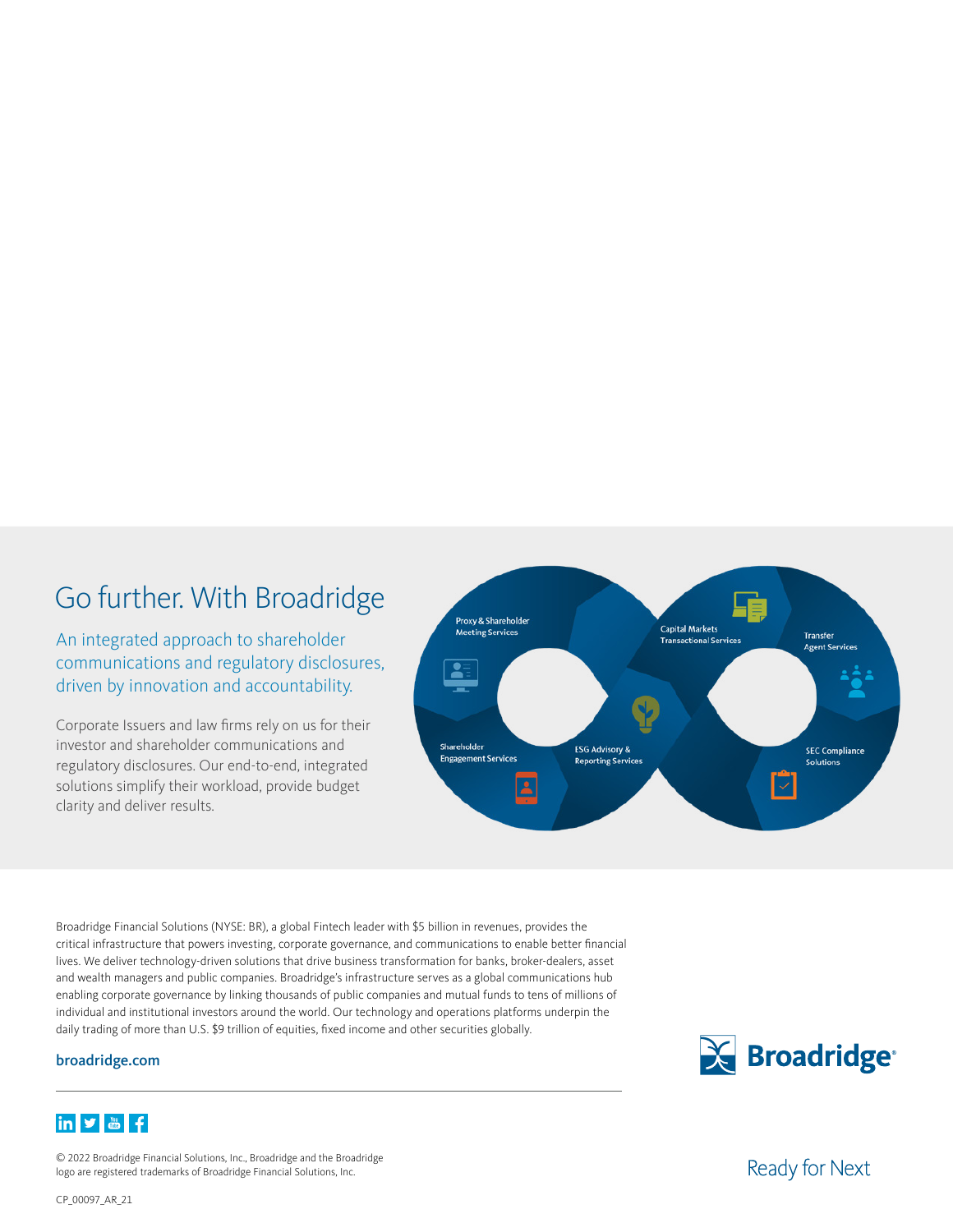# Go further. With Broadridge

## An integrated approach to shareholder communications and regulatory disclosures, driven by innovation and accountability.

Corporate Issuers and law firms rely on us for their investor and shareholder communications and regulatory disclosures. Our end-to-end, integrated solutions simplify their workload, provide budget clarity and deliver results.

Proxy & Shareholder Meeting Services

Capital Markets Transactional Services

Transfer Agent Services

Shareholder Engagement Services

ESG Advisory & Reporting Services

SEC Compliance Solutions

Broadridge Financial Solutions (NYSE: BR), a global Fintech leader with $5 billion in revenues, provides the critical infrastructure that powers investing, corporate governance, and communications to enable better financial lives. We deliver technology-driven solutions that drive business transformation for banks, broker-dealers, asset and wealth managers and public companies. Broadridge's infrastructure serves as a global communications hub enabling corporate governance by linking thousands of public companies and mutual funds to tens of millions of individual and institutional investors around the world. Our technology and operations platforms underpin the daily trading of more than U.S. $9 trillion of equities, fixed income and other securities globally.

**broadridge.com**

Broadridge®

Ready for Next

© 2022 Broadridge Financial Solutions, Inc., Broadridge and the Broadridge logo are registered trademarks of Broadridge Financial Solutions, Inc.

CP_00097_AR_21